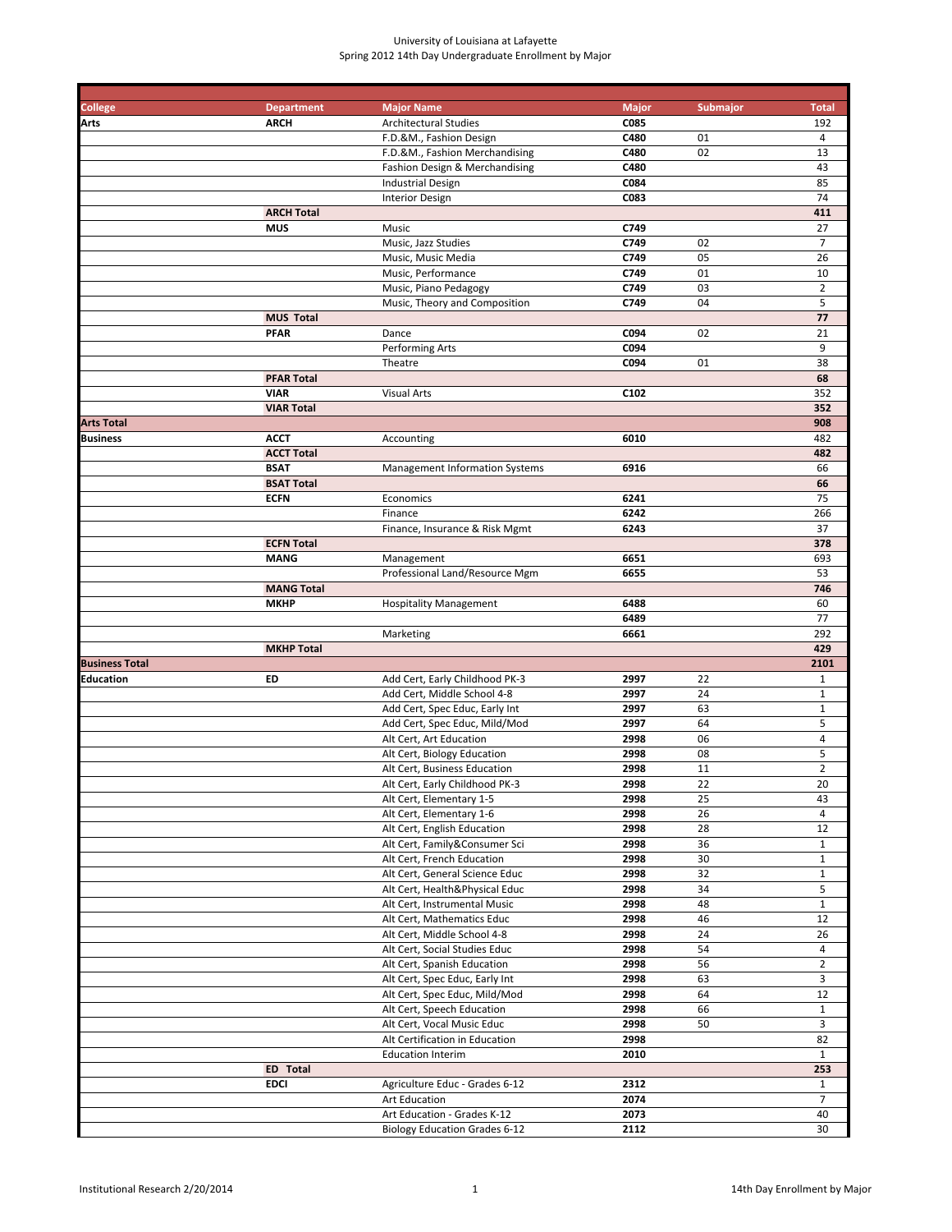University of Louisiana at Lafayette
Spring 2012 14th Day Undergraduate Enrollment by Major

| College | Department | Major Name | Major | Submajor | Total |
|---|---|---|---|---|---|
| **Arts** | **ARCH** | Architectural Studies | **C085** | | 192 |
| | | F.D.&M., Fashion Design | **C480** | 01 | 4 |
| | | F.D.&M., Fashion Merchandising | **C480** | 02 | 13 |
| | | Fashion Design & Merchandising | **C480** | | 43 |
| | | Industrial Design | **C084** | | 85 |
| | | Interior Design | **C083** | | 74 |
| | **ARCH Total** | | | | **411** |
| | **MUS** | Music | **C749** | | 27 |
| | | Music, Jazz Studies | **C749** | 02 | 7 |
| | | Music, Music Media | **C749** | 05 | 26 |
| | | Music, Performance | **C749** | 01 | 10 |
| | | Music, Piano Pedagogy | **C749** | 03 | 2 |
| | | Music, Theory and Composition | **C749** | 04 | 5 |
| | **MUS Total** | | | | **77** |
| | **PFAR** | Dance | **C094** | 02 | 21 |
| | | Performing Arts | **C094** | | 9 |
| | | Theatre | **C094** | 01 | 38 |
| | **PFAR Total** | | | | **68** |
| | **VIAR** | Visual Arts | **C102** | | 352 |
| | **VIAR Total** | | | | **352** |
| **Arts Total** | | | | | **908** |
| **Business** | **ACCT** | Accounting | **6010** | | 482 |
| | **ACCT Total** | | | | **482** |
| | **BSAT** | Management Information Systems | **6916** | | 66 |
| | **BSAT Total** | | | | **66** |
| | **ECFN** | Economics | **6241** | | 75 |
| | | Finance | **6242** | | 266 |
| | | Finance, Insurance & Risk Mgmt | **6243** | | 37 |
| | **ECFN Total** | | | | **378** |
| | **MANG** | Management | **6651** | | 693 |
| | | Professional Land/Resource Mgm | **6655** | | 53 |
| | **MANG Total** | | | | **746** |
| | **MKHP** | Hospitality Management | **6488** | | 60 |
| | | | **6489** | | 77 |
| | | Marketing | **6661** | | 292 |
| | **MKHP Total** | | | | **429** |
| **Business Total** | | | | | **2101** |
| **Education** | **ED** | Add Cert, Early Childhood PK-3 | **2997** | 22 | 1 |
| | | Add Cert, Middle School 4-8 | **2997** | 24 | 1 |
| | | Add Cert, Spec Educ, Early Int | **2997** | 63 | 1 |
| | | Add Cert, Spec Educ, Mild/Mod | **2997** | 64 | 5 |
| | | Alt Cert, Art Education | **2998** | 06 | 4 |
| | | Alt Cert, Biology Education | **2998** | 08 | 5 |
| | | Alt Cert, Business Education | **2998** | 11 | 2 |
| | | Alt Cert, Early Childhood PK-3 | **2998** | 22 | 20 |
| | | Alt Cert, Elementary 1-5 | **2998** | 25 | 43 |
| | | Alt Cert, Elementary 1-6 | **2998** | 26 | 4 |
| | | Alt Cert, English Education | **2998** | 28 | 12 |
| | | Alt Cert, Family&Consumer Sci | **2998** | 36 | 1 |
| | | Alt Cert, French Education | **2998** | 30 | 1 |
| | | Alt Cert, General Science Educ | **2998** | 32 | 1 |
| | | Alt Cert, Health&Physical Educ | **2998** | 34 | 5 |
| | | Alt Cert, Instrumental Music | **2998** | 48 | 1 |
| | | Alt Cert, Mathematics Educ | **2998** | 46 | 12 |
| | | Alt Cert, Middle School 4-8 | **2998** | 24 | 26 |
| | | Alt Cert, Social Studies Educ | **2998** | 54 | 4 |
| | | Alt Cert, Spanish Education | **2998** | 56 | 2 |
| | | Alt Cert, Spec Educ, Early Int | **2998** | 63 | 3 |
| | | Alt Cert, Spec Educ, Mild/Mod | **2998** | 64 | 12 |
| | | Alt Cert, Speech Education | **2998** | 66 | 1 |
| | | Alt Cert, Vocal Music Educ | **2998** | 50 | 3 |
| | | Alt Certification in Education | **2998** | | 82 |
| | | Education Interim | **2010** | | 1 |
| | **ED Total** | | | | **253** |
| | **EDCI** | Agriculture Educ - Grades 6-12 | **2312** | | 1 |
| | | Art Education | **2074** | | 7 |
| | | Art Education - Grades K-12 | **2073** | | 40 |
| | | Biology Education Grades 6-12 | **2112** | | 30 |

Institutional Research 2/20/2014 · 14th Day Enrollment by Major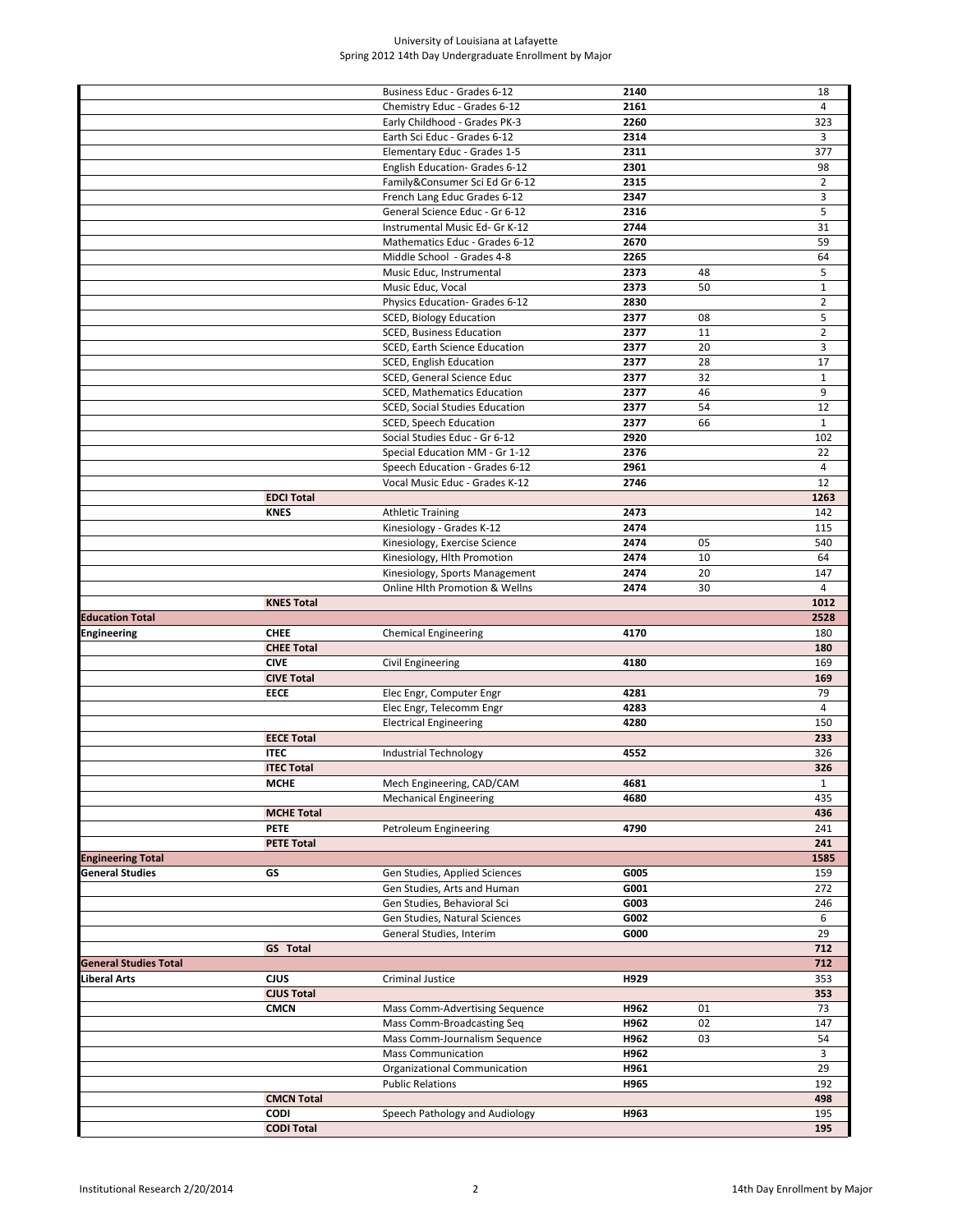University of Louisiana at Lafayette
Spring 2012 14th Day Undergraduate Enrollment by Major

| College | Department | Major | Code | Conc | Count |
|---|---|---|---|---|---|
| | | Business Educ - Grades 6-12 | 2140 | | 18 |
| | | Chemistry Educ - Grades 6-12 | 2161 | | 4 |
| | | Early Childhood - Grades PK-3 | 2260 | | 323 |
| | | Earth Sci Educ - Grades 6-12 | 2314 | | 3 |
| | | Elementary Educ - Grades 1-5 | 2311 | | 377 |
| | | English Education- Grades 6-12 | 2301 | | 98 |
| | | Family&Consumer Sci Ed Gr 6-12 | 2315 | | 2 |
| | | French Lang Educ Grades 6-12 | 2347 | | 3 |
| | | General Science Educ - Gr 6-12 | 2316 | | 5 |
| | | Instrumental Music Ed- Gr K-12 | 2744 | | 31 |
| | | Mathematics Educ - Grades 6-12 | 2670 | | 59 |
| | | Middle School - Grades 4-8 | 2265 | | 64 |
| | | Music Educ, Instrumental | 2373 | 48 | 5 |
| | | Music Educ, Vocal | 2373 | 50 | 1 |
| | | Physics Education- Grades 6-12 | 2830 | | 2 |
| | | SCED, Biology Education | 2377 | 08 | 5 |
| | | SCED, Business Education | 2377 | 11 | 2 |
| | | SCED, Earth Science Education | 2377 | 20 | 3 |
| | | SCED, English Education | 2377 | 28 | 17 |
| | | SCED, General Science Educ | 2377 | 32 | 1 |
| | | SCED, Mathematics Education | 2377 | 46 | 9 |
| | | SCED, Social Studies Education | 2377 | 54 | 12 |
| | | SCED, Speech Education | 2377 | 66 | 1 |
| | | Social Studies Educ - Gr 6-12 | 2920 | | 102 |
| | | Special Education MM - Gr 1-12 | 2376 | | 22 |
| | | Speech Education - Grades 6-12 | 2961 | | 4 |
| | | Vocal Music Educ - Grades K-12 | 2746 | | 12 |
| | **EDCI Total** | | | | **1263** |
| | **KNES** | Athletic Training | 2473 | | 142 |
| | | Kinesiology - Grades K-12 | 2474 | | 115 |
| | | Kinesiology, Exercise Science | 2474 | 05 | 540 |
| | | Kinesiology, Hlth Promotion | 2474 | 10 | 64 |
| | | Kinesiology, Sports Management | 2474 | 20 | 147 |
| | | Online Hlth Promotion & Wellns | 2474 | 30 | 4 |
| | **KNES Total** | | | | **1012** |
| **Education Total** | | | | | **2528** |
| **Engineering** | **CHEE** | Chemical Engineering | 4170 | | 180 |
| | **CHEE Total** | | | | **180** |
| | **CIVE** | Civil Engineering | 4180 | | 169 |
| | **CIVE Total** | | | | **169** |
| | **EECE** | Elec Engr, Computer Engr | 4281 | | 79 |
| | | Elec Engr, Telecomm Engr | 4283 | | 4 |
| | | Electrical Engineering | 4280 | | 150 |
| | **EECE Total** | | | | **233** |
| | **ITEC** | Industrial Technology | 4552 | | 326 |
| | **ITEC Total** | | | | **326** |
| | **MCHE** | Mech Engineering, CAD/CAM | 4681 | | 1 |
| | | Mechanical Engineering | 4680 | | 435 |
| | **MCHE Total** | | | | **436** |
| | **PETE** | Petroleum Engineering | 4790 | | 241 |
| | **PETE Total** | | | | **241** |
| **Engineering Total** | | | | | **1585** |
| **General Studies** | **GS** | Gen Studies, Applied Sciences | G005 | | 159 |
| | | Gen Studies, Arts and Human | G001 | | 272 |
| | | Gen Studies, Behavioral Sci | G003 | | 246 |
| | | Gen Studies, Natural Sciences | G002 | | 6 |
| | | General Studies, Interim | G000 | | 29 |
| | **GS Total** | | | | **712** |
| **General Studies Total** | | | | | **712** |
| **Liberal Arts** | **CJUS** | Criminal Justice | H929 | | 353 |
| | **CJUS Total** | | | | **353** |
| | **CMCN** | Mass Comm-Advertising Sequence | H962 | 01 | 73 |
| | | Mass Comm-Broadcasting Seq | H962 | 02 | 147 |
| | | Mass Comm-Journalism Sequence | H962 | 03 | 54 |
| | | Mass Communication | H962 | | 3 |
| | | Organizational Communication | H961 | | 29 |
| | | Public Relations | H965 | | 192 |
| | **CMCN Total** | | | | **498** |
| | **CODI** | Speech Pathology and Audiology | H963 | | 195 |
| | **CODI Total** | | | | **195** |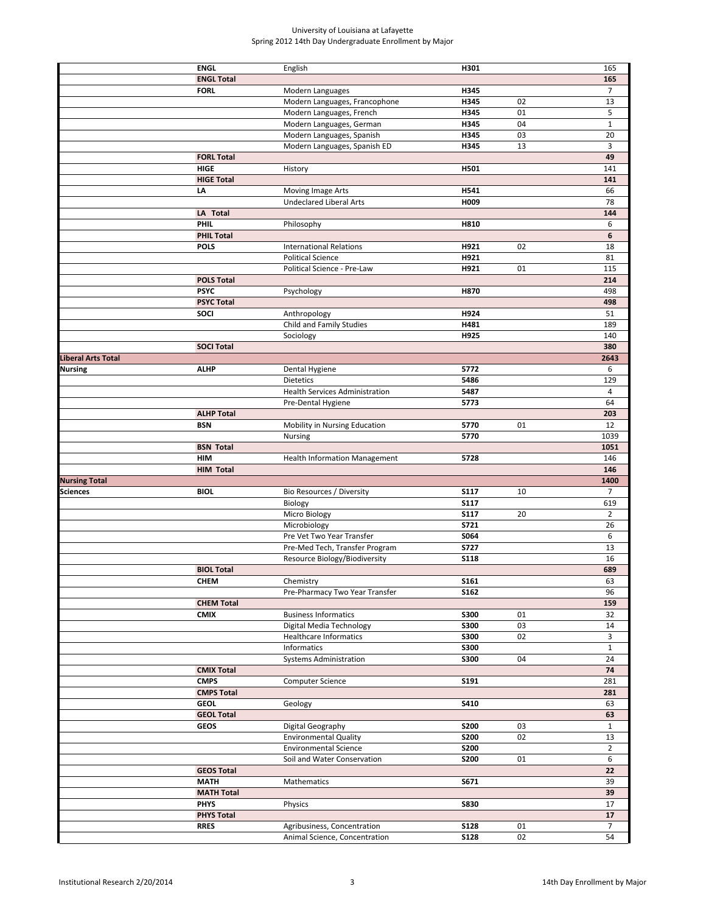# University of Louisiana at Lafayette
## Spring 2012 14th Day Undergraduate Enrollment by Major

| | | | | | |
|---|---|---|---|---|---|
| | **ENGL** | English | **H301** | | 165 |
| | **ENGL Total** | | | | **165** |
| | **FORL** | Modern Languages | **H345** | | 7 |
| | | Modern Languages, Francophone | **H345** | 02 | 13 |
| | | Modern Languages, French | **H345** | 01 | 5 |
| | | Modern Languages, German | **H345** | 04 | 1 |
| | | Modern Languages, Spanish | **H345** | 03 | 20 |
| | | Modern Languages, Spanish ED | **H345** | 13 | 3 |
| | **FORL Total** | | | | **49** |
| | **HIGE** | History | **H501** | | 141 |
| | **HIGE Total** | | | | **141** |
| | **LA** | Moving Image Arts | **H541** | | 66 |
| | | Undeclared Liberal Arts | **H009** | | 78 |
| | **LA Total** | | | | **144** |
| | **PHIL** | Philosophy | **H810** | | 6 |
| | **PHIL Total** | | | | **6** |
| | **POLS** | International Relations | **H921** | 02 | 18 |
| | | Political Science | **H921** | | 81 |
| | | Political Science - Pre-Law | **H921** | 01 | 115 |
| | **POLS Total** | | | | **214** |
| | **PSYC** | Psychology | **H870** | | 498 |
| | **PSYC Total** | | | | **498** |
| | **SOCI** | Anthropology | **H924** | | 51 |
| | | Child and Family Studies | **H481** | | 189 |
| | | Sociology | **H925** | | 140 |
| | **SOCI Total** | | | | **380** |
| **Liberal Arts Total** | | | | | **2643** |
| **Nursing** | **ALHP** | Dental Hygiene | **5772** | | 6 |
| | | Dietetics | **5486** | | 129 |
| | | Health Services Administration | **5487** | | 4 |
| | | Pre-Dental Hygiene | **5773** | | 64 |
| | **ALHP Total** | | | | **203** |
| | **BSN** | Mobility in Nursing Education | **5770** | 01 | 12 |
| | | Nursing | **5770** | | 1039 |
| | **BSN Total** | | | | **1051** |
| | **HIM** | Health Information Management | **5728** | | 146 |
| | **HIM Total** | | | | **146** |
| **Nursing Total** | | | | | **1400** |
| **Sciences** | **BIOL** | Bio Resources / Diversity | **S117** | 10 | 7 |
| | | Biology | **S117** | | 619 |
| | | Micro Biology | **S117** | 20 | 2 |
| | | Microbiology | **S721** | | 26 |
| | | Pre Vet Two Year Transfer | **S064** | | 6 |
| | | Pre-Med Tech, Transfer Program | **S727** | | 13 |
| | | Resource Biology/Biodiversity | **S118** | | 16 |
| | **BIOL Total** | | | | **689** |
| | **CHEM** | Chemistry | **S161** | | 63 |
| | | Pre-Pharmacy Two Year Transfer | **S162** | | 96 |
| | **CHEM Total** | | | | **159** |
| | **CMIX** | Business Informatics | **S300** | 01 | 32 |
| | | Digital Media Technology | **S300** | 03 | 14 |
| | | Healthcare Informatics | **S300** | 02 | 3 |
| | | Informatics | **S300** | | 1 |
| | | Systems Administration | **S300** | 04 | 24 |
| | **CMIX Total** | | | | **74** |
| | **CMPS** | Computer Science | **S191** | | 281 |
| | **CMPS Total** | | | | **281** |
| | **GEOL** | Geology | **S410** | | 63 |
| | **GEOL Total** | | | | **63** |
| | **GEOS** | Digital Geography | **S200** | 03 | 1 |
| | | Environmental Quality | **S200** | 02 | 13 |
| | | Environmental Science | **S200** | | 2 |
| | | Soil and Water Conservation | **S200** | 01 | 6 |
| | **GEOS Total** | | | | **22** |
| | **MATH** | Mathematics | **S671** | | 39 |
| | **MATH Total** | | | | **39** |
| | **PHYS** | Physics | **S830** | | 17 |
| | **PHYS Total** | | | | **17** |
| | **RRES** | Agribusiness, Concentration | **S128** | 01 | 7 |
| | | Animal Science, Concentration | **S128** | 02 | 54 |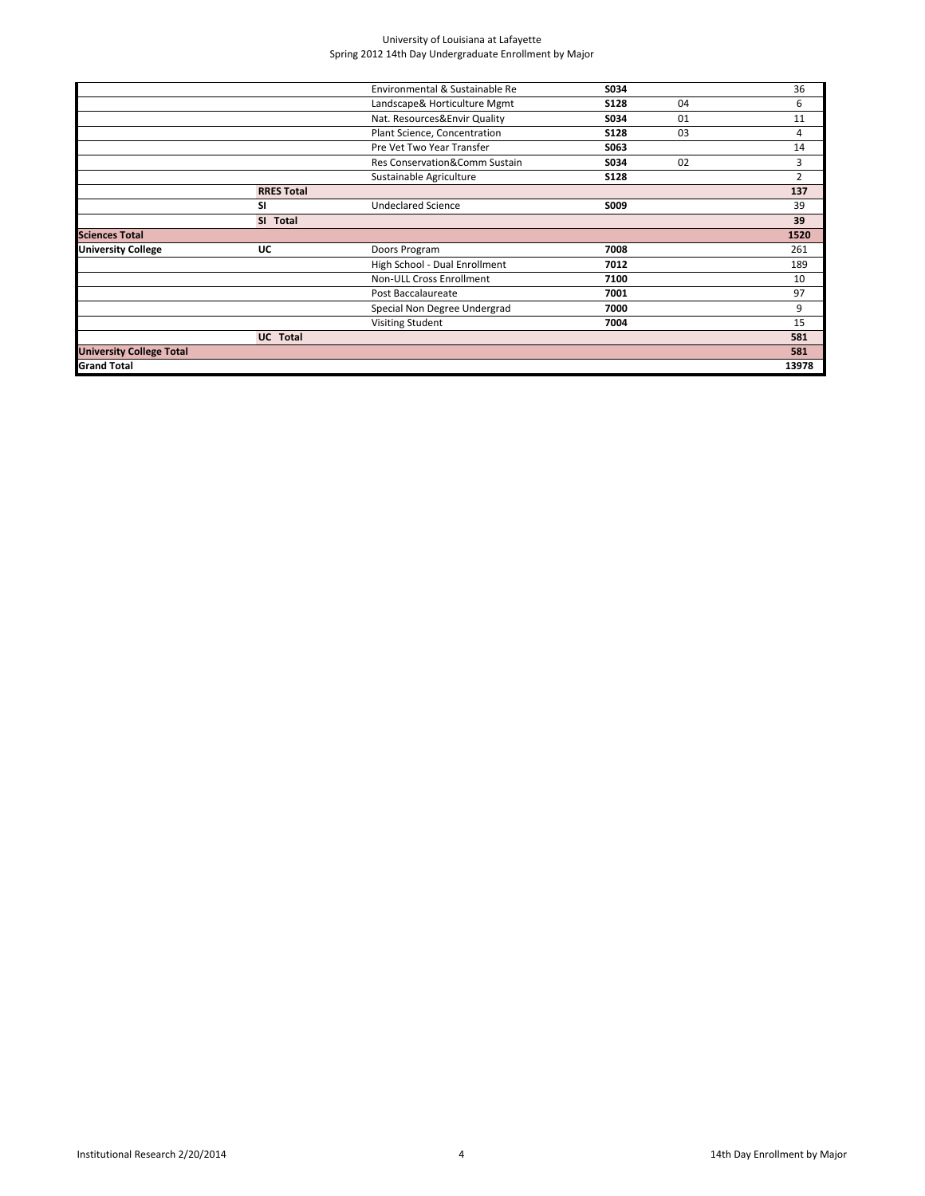University of Louisiana at Lafayette
Spring 2012 14th Day Undergraduate Enrollment by Major

| | | | | | |
|---|---|---|---|---|---|
| | | Environmental & Sustainable Re | **S034** | | 36 |
| | | Landscape& Horticulture Mgmt | **S128** | 04 | 6 |
| | | Nat. Resources&Envir Quality | **S034** | 01 | 11 |
| | | Plant Science, Concentration | **S128** | 03 | 4 |
| | | Pre Vet Two Year Transfer | **S063** | | 14 |
| | | Res Conservation&Comm Sustain | **S034** | 02 | 3 |
| | | Sustainable Agriculture | **S128** | | 2 |
| | **RRES Total** | | | | **137** |
| | **SI** | Undeclared Science | **S009** | | 39 |
| | **SI Total** | | | | **39** |
| **Sciences Total** | | | | | **1520** |
| **University College** | **UC** | Doors Program | **7008** | | 261 |
| | | High School - Dual Enrollment | **7012** | | 189 |
| | | Non-ULL Cross Enrollment | **7100** | | 10 |
| | | Post Baccalaureate | **7001** | | 97 |
| | | Special Non Degree Undergrad | **7000** | | 9 |
| | | Visiting Student | **7004** | | 15 |
| | **UC Total** | | | | **581** |
| **University College Total** | | | | | **581** |
| **Grand Total** | | | | | **13978** |

Institutional Research 2/20/2014

14th Day Enrollment by Major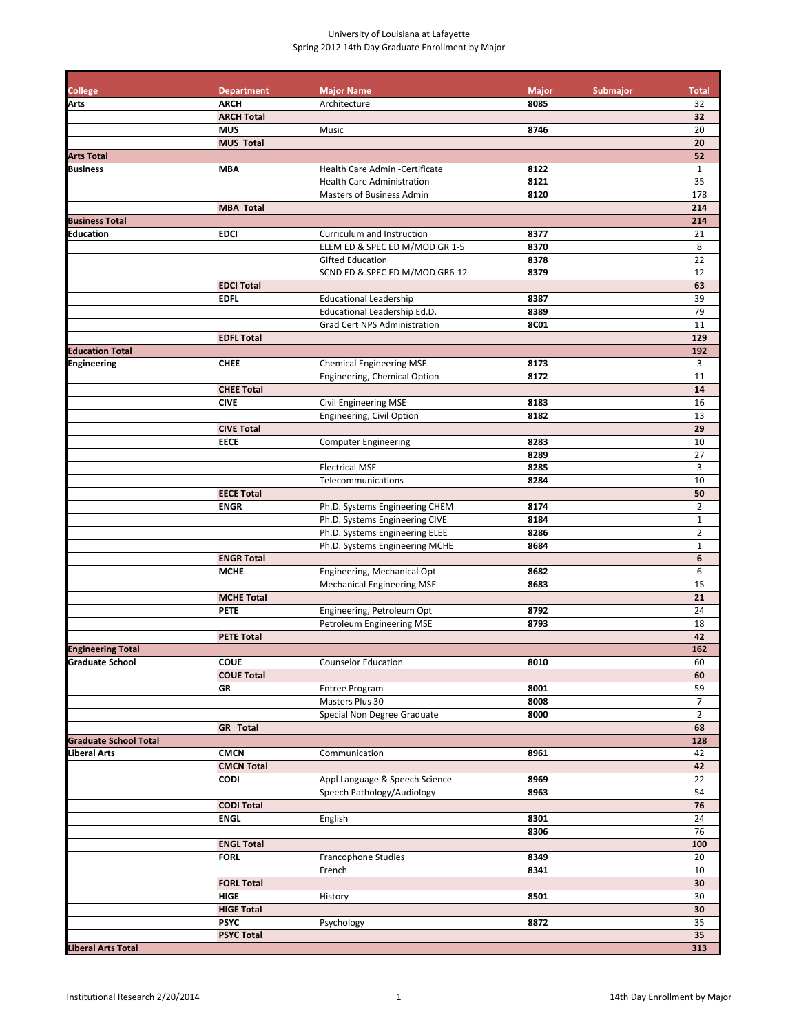University of Louisiana at Lafayette
Spring 2012 14th Day Graduate Enrollment by Major

| College | Department | Major Name | Major | Submajor | Total |
|---|---|---|---|---|---|
| **Arts** | **ARCH** | Architecture | **8085** | | 32 |
| | **ARCH Total** | | | | **32** |
| | **MUS** | Music | **8746** | | 20 |
| | **MUS Total** | | | | **20** |
| **Arts Total** | | | | | **52** |
| **Business** | **MBA** | Health Care Admin -Certificate | **8122** | | 1 |
| | | Health Care Administration | **8121** | | 35 |
| | | Masters of Business Admin | **8120** | | 178 |
| | **MBA Total** | | | | **214** |
| **Business Total** | | | | | **214** |
| **Education** | **EDCI** | Curriculum and Instruction | **8377** | | 21 |
| | | ELEM ED & SPEC ED M/MOD GR 1-5 | **8370** | | 8 |
| | | Gifted Education | **8378** | | 22 |
| | | SCND ED & SPEC ED M/MOD GR6-12 | **8379** | | 12 |
| | **EDCI Total** | | | | **63** |
| | **EDFL** | Educational Leadership | **8387** | | 39 |
| | | Educational Leadership Ed.D. | **8389** | | 79 |
| | | Grad Cert NPS Administration | **8C01** | | 11 |
| | **EDFL Total** | | | | **129** |
| **Education Total** | | | | | **192** |
| **Engineering** | **CHEE** | Chemical Engineering MSE | **8173** | | 3 |
| | | Engineering, Chemical Option | **8172** | | 11 |
| | **CHEE Total** | | | | **14** |
| | **CIVE** | Civil Engineering MSE | **8183** | | 16 |
| | | Engineering, Civil Option | **8182** | | 13 |
| | **CIVE Total** | | | | **29** |
| | **EECE** | Computer Engineering | **8283** | | 10 |
| | | | **8289** | | 27 |
| | | Electrical MSE | **8285** | | 3 |
| | | Telecommunications | **8284** | | 10 |
| | **EECE Total** | | | | **50** |
| | **ENGR** | Ph.D. Systems Engineering CHEM | **8174** | | 2 |
| | | Ph.D. Systems Engineering CIVE | **8184** | | 1 |
| | | Ph.D. Systems Engineering ELEE | **8286** | | 2 |
| | | Ph.D. Systems Engineering MCHE | **8684** | | 1 |
| | **ENGR Total** | | | | **6** |
| | **MCHE** | Engineering, Mechanical Opt | **8682** | | 6 |
| | | Mechanical Engineering MSE | **8683** | | 15 |
| | **MCHE Total** | | | | **21** |
| | **PETE** | Engineering, Petroleum Opt | **8792** | | 24 |
| | | Petroleum Engineering MSE | **8793** | | 18 |
| | **PETE Total** | | | | **42** |
| **Engineering Total** | | | | | **162** |
| **Graduate School** | **COUE** | Counselor Education | **8010** | | 60 |
| | **COUE Total** | | | | **60** |
| | **GR** | Entree Program | **8001** | | 59 |
| | | Masters Plus 30 | **8008** | | 7 |
| | | Special Non Degree Graduate | **8000** | | 2 |
| | **GR Total** | | | | **68** |
| **Graduate School Total** | | | | | **128** |
| **Liberal Arts** | **CMCN** | Communication | **8961** | | 42 |
| | **CMCN Total** | | | | **42** |
| | **CODI** | Appl Language & Speech Science | **8969** | | 22 |
| | | Speech Pathology/Audiology | **8963** | | 54 |
| | **CODI Total** | | | | **76** |
| | **ENGL** | English | **8301** | | 24 |
| | | | **8306** | | 76 |
| | **ENGL Total** | | | | **100** |
| | **FORL** | Francophone Studies | **8349** | | 20 |
| | | French | **8341** | | 10 |
| | **FORL Total** | | | | **30** |
| | **HIGE** | History | **8501** | | 30 |
| | **HIGE Total** | | | | **30** |
| | **PSYC** | Psychology | **8872** | | 35 |
| | **PSYC Total** | | | | **35** |
| **Liberal Arts Total** | | | | | **313** |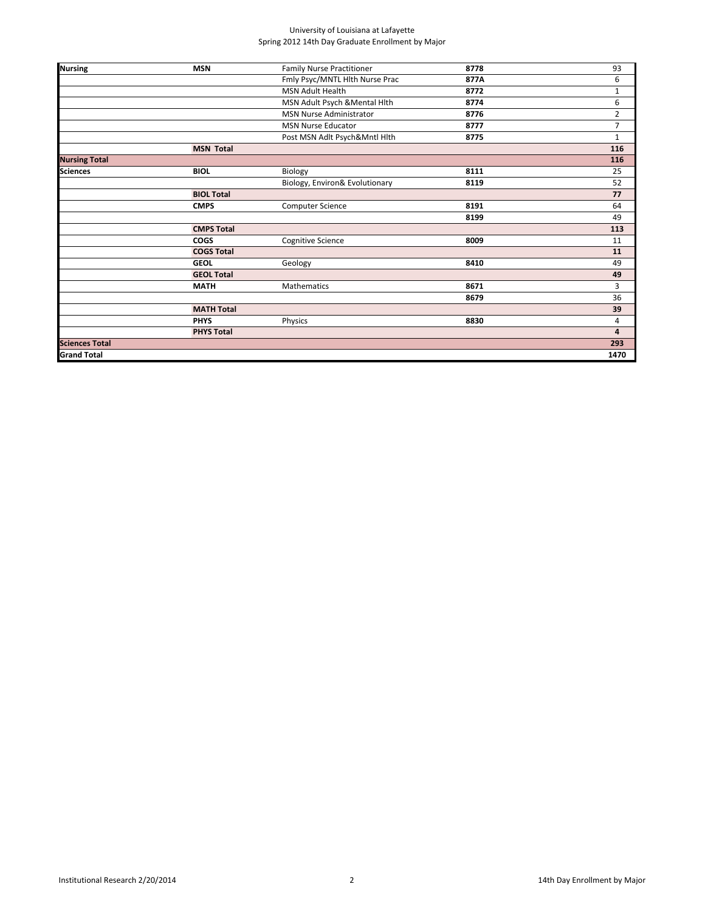University of Louisiana at Lafayette
Spring 2012 14th Day Graduate Enrollment by Major

| | | | | |
|---|---|---|---|---|
| **Nursing** | **MSN** | Family Nurse Practitioner | **8778** | 93 |
| | | Fmly Psyc/MNTL Hlth Nurse Prac | **877A** | 6 |
| | | MSN Adult Health | **8772** | 1 |
| | | MSN Adult Psych &Mental Hlth | **8774** | 6 |
| | | MSN Nurse Administrator | **8776** | 2 |
| | | MSN Nurse Educator | **8777** | 7 |
| | | Post MSN Adlt Psych&Mntl Hlth | **8775** | 1 |
| | **MSN Total** | | | **116** |
| **Nursing Total** | | | | **116** |
| **Sciences** | **BIOL** | Biology | **8111** | 25 |
| | | Biology, Environ& Evolutionary | **8119** | 52 |
| | **BIOL Total** | | | **77** |
| | **CMPS** | Computer Science | **8191** | 64 |
| | | | **8199** | 49 |
| | **CMPS Total** | | | **113** |
| | **COGS** | Cognitive Science | **8009** | 11 |
| | **COGS Total** | | | **11** |
| | **GEOL** | Geology | **8410** | 49 |
| | **GEOL Total** | | | **49** |
| | **MATH** | Mathematics | **8671** | 3 |
| | | | **8679** | 36 |
| | **MATH Total** | | | **39** |
| | **PHYS** | Physics | **8830** | 4 |
| | **PHYS Total** | | | **4** |
| **Sciences Total** | | | | **293** |
| **Grand Total** | | | | **1470** |